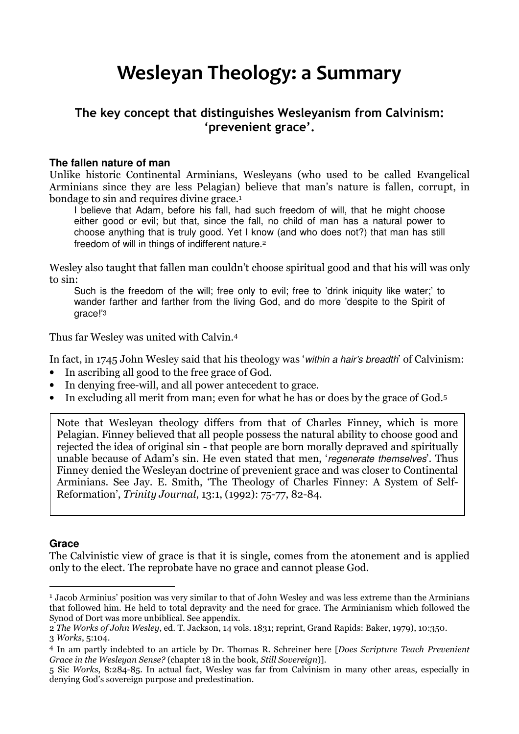# Wesleyan Theology: a Summary

## The key concept that distinguishes Wesleyanism from Calvinism: 'prevenient grace'.

### The fallen nature of man

Unlike historic Continental Arminians, Wesleyans (who used to be called Evangelical Arminians since they are less Pelagian) believe that man's nature is fallen, corrupt, in bondage to sin and requires divine grace.[1]

> I believe that Adam, before his fall, had such freedom of will, that he might choose either good or evil; but that, since the fall, no child of man has a natural power to choose anything that is truly good. Yet I know (and who does not?) that man has still freedom of will in things of indifferent nature.[2]

Wesley also taught that fallen man couldn't choose spiritual good and that his will was only to sin:

> Such is the freedom of the will; free only to evil; free to 'drink iniquity like water;' to wander farther and farther from the living God, and do more 'despite to the Spirit of grace!'[3]

Thus far Wesley was united with Calvin.[4]

In fact, in 1745 John Wesley said that his theology was '*within a hair's breadth*' of Calvinism:

- In ascribing all good to the free grace of God.
- In denying free-will, and all power antecedent to grace.
- In excluding all merit from man; even for what he has or does by the grace of God.[5]

> Note that Wesleyan theology differs from that of Charles Finney, which is more Pelagian. Finney believed that all people possess the natural ability to choose good and rejected the idea of original sin - that people are born morally depraved and spiritually unable because of Adam's sin. He even stated that men, '*regenerate themselves*'. Thus Finney denied the Wesleyan doctrine of prevenient grace and was closer to Continental Arminians. See Jay. E. Smith, 'The Theology of Charles Finney: A System of Self-Reformation', *Trinity Journal*, 13:1, (1992): 75-77, 82-84.

### Grace

The Calvinistic view of grace is that it is single, comes from the atonement and is applied only to the elect. The reprobate have no grace and cannot please God.

---

[1] Jacob Arminius' position was very similar to that of John Wesley and was less extreme than the Arminians that followed him. He held to total depravity and the need for grace. The Arminianism which followed the Synod of Dort was more unbiblical. See appendix.

[2] *The Works of John Wesley*, ed. T. Jackson, 14 vols. 1831; reprint, Grand Rapids: Baker, 1979), 10:350.

[3] *Works*, 5:104.

[4] In am partly indebted to an article by Dr. Thomas R. Schreiner here [*Does Scripture Teach Prevenient Grace in the Wesleyan Sense?* (chapter 18 in the book, *Still Sovereign*)].

[5] Sic *Works*, 8:284-85. In actual fact, Wesley was far from Calvinism in many other areas, especially in denying God's sovereign purpose and predestination.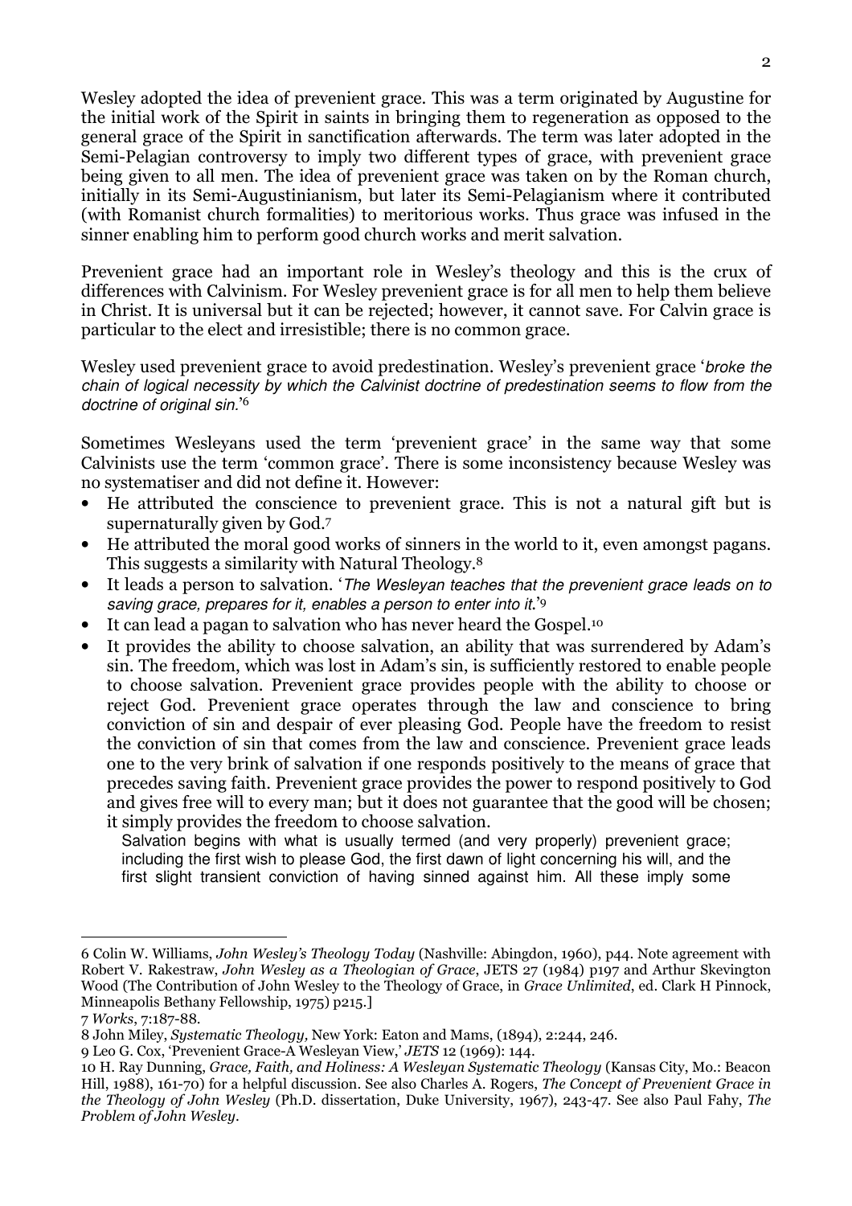Wesley adopted the idea of prevenient grace. This was a term originated by Augustine for the initial work of the Spirit in saints in bringing them to regeneration as opposed to the general grace of the Spirit in sanctification afterwards. The term was later adopted in the Semi-Pelagian controversy to imply two different types of grace, with prevenient grace being given to all men. The idea of prevenient grace was taken on by the Roman church, initially in its Semi-Augustinianism, but later its Semi-Pelagianism where it contributed (with Romanist church formalities) to meritorious works. Thus grace was infused in the sinner enabling him to perform good church works and merit salvation.

Prevenient grace had an important role in Wesley's theology and this is the crux of differences with Calvinism. For Wesley prevenient grace is for all men to help them believe in Christ. It is universal but it can be rejected; however, it cannot save. For Calvin grace is particular to the elect and irresistible; there is no common grace.

Wesley used prevenient grace to avoid predestination. Wesley's prevenient grace '*broke the chain of logical necessity by which the Calvinist doctrine of predestination seems to flow from the doctrine of original sin.*'[6]

Sometimes Wesleyans used the term 'prevenient grace' in the same way that some Calvinists use the term 'common grace'. There is some inconsistency because Wesley was no systematiser and did not define it. However:

- He attributed the conscience to prevenient grace. This is not a natural gift but is supernaturally given by God.[7]
- He attributed the moral good works of sinners in the world to it, even amongst pagans. This suggests a similarity with Natural Theology.[8]
- It leads a person to salvation. '*The Wesleyan teaches that the prevenient grace leads on to saving grace, prepares for it, enables a person to enter into it.*'[9]
- It can lead a pagan to salvation who has never heard the Gospel.[10]
- It provides the ability to choose salvation, an ability that was surrendered by Adam's sin. The freedom, which was lost in Adam's sin, is sufficiently restored to enable people to choose salvation. Prevenient grace provides people with the ability to choose or reject God. Prevenient grace operates through the law and conscience to bring conviction of sin and despair of ever pleasing God. People have the freedom to resist the conviction of sin that comes from the law and conscience. Prevenient grace leads one to the very brink of salvation if one responds positively to the means of grace that precedes saving faith. Prevenient grace provides the power to respond positively to God and gives free will to every man; but it does not guarantee that the good will be chosen; it simply provides the freedom to choose salvation.

> Salvation begins with what is usually termed (and very properly) prevenient grace; including the first wish to please God, the first dawn of light concerning his will, and the first slight transient conviction of having sinned against him. All these imply some

---

6 Colin W. Williams, *John Wesley's Theology Today* (Nashville: Abingdon, 1960), p44. Note agreement with Robert V. Rakestraw, *John Wesley as a Theologian of Grace*, JETS 27 (1984) p197 and Arthur Skevington Wood (The Contribution of John Wesley to the Theology of Grace, in *Grace Unlimited*, ed. Clark H Pinnock, Minneapolis Bethany Fellowship, 1975) p215.]

7 *Works*, 7:187-88.

8 John Miley, *Systematic Theology,* New York: Eaton and Mams, (1894), 2:244, 246.

9 Leo G. Cox, 'Prevenient Grace-A Wesleyan View,' *JETS* 12 (1969): 144.

10 H. Ray Dunning, *Grace, Faith, and Holiness: A Wesleyan Systematic Theology* (Kansas City, Mo.: Beacon Hill, 1988), 161-70) for a helpful discussion. See also Charles A. Rogers, *The Concept of Prevenient Grace in the Theology of John Wesley* (Ph.D. dissertation, Duke University, 1967), 243-47. See also Paul Fahy, *The Problem of John Wesley*.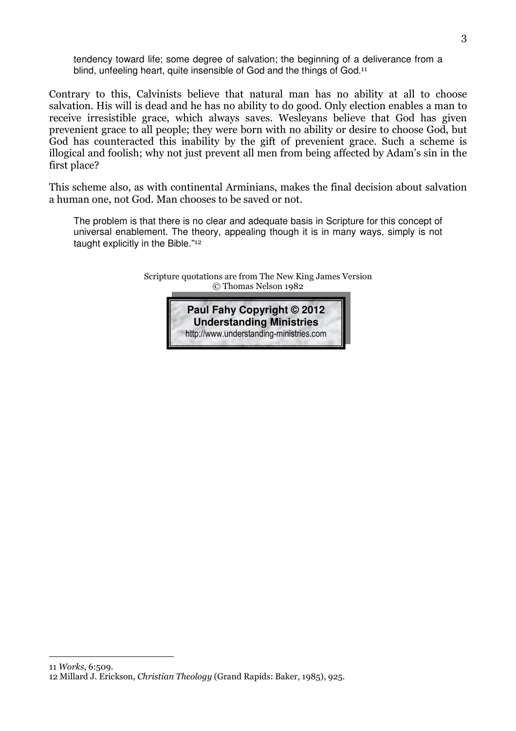> tendency toward life; some degree of salvation; the beginning of a deliverance from a blind, unfeeling heart, quite insensible of God and the things of God.[11]

Contrary to this, Calvinists believe that natural man has no ability at all to choose salvation. His will is dead and he has no ability to do good. Only election enables a man to receive irresistible grace, which always saves. Wesleyans believe that God has given prevenient grace to all people; they were born with no ability or desire to choose God, but God has counteracted this inability by the gift of prevenient grace. Such a scheme is illogical and foolish; why not just prevent all men from being affected by Adam's sin in the first place?

This scheme also, as with continental Arminians, makes the final decision about salvation a human one, not God. Man chooses to be saved or not.

> The problem is that there is no clear and adequate basis in Scripture for this concept of universal enablement. The theory, appealing though it is in many ways, simply is not taught explicitly in the Bible."[12]

Scripture quotations are from The New King James Version
© Thomas Nelson 1982

**Paul Fahy Copyright © 2012**
**Understanding Ministries**
http://www.understanding-ministries.com

---

11 *Works*, 6:509.

12 Millard J. Erickson, *Christian Theology* (Grand Rapids: Baker, 1985), 925.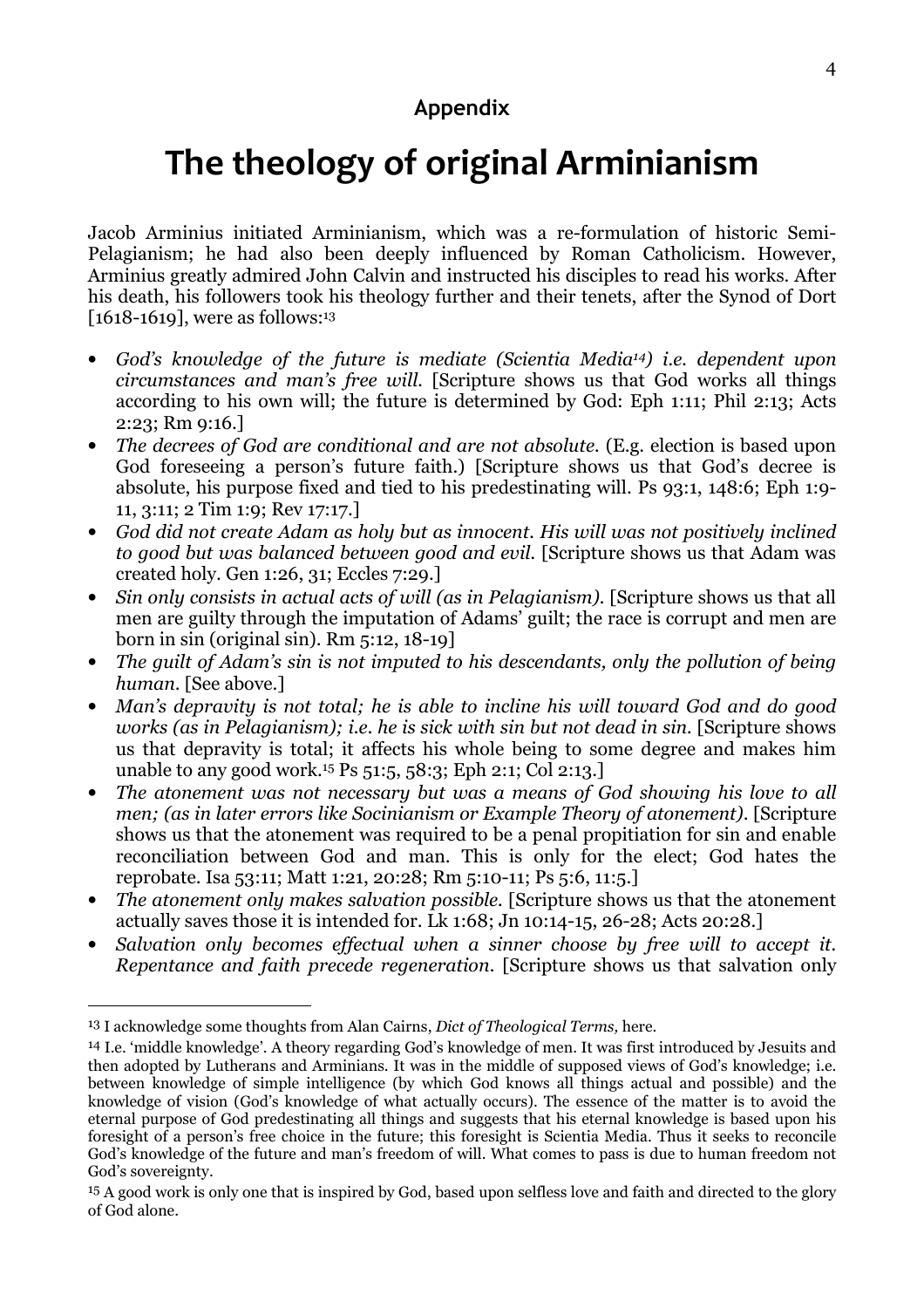## Appendix

# The theology of original Arminianism

Jacob Arminius initiated Arminianism, which was a re-formulation of historic Semi-Pelagianism; he had also been deeply influenced by Roman Catholicism. However, Arminius greatly admired John Calvin and instructed his disciples to read his works. After his death, his followers took his theology further and their tenets, after the Synod of Dort [1618-1619], were as follows:[13]

- *God's knowledge of the future is mediate (Scientia Media[14]) i.e. dependent upon circumstances and man's free will.* [Scripture shows us that God works all things according to his own will; the future is determined by God: Eph 1:11; Phil 2:13; Acts 2:23; Rm 9:16.]
- *The decrees of God are conditional and are not absolute.* (E.g. election is based upon God foreseeing a person's future faith.) [Scripture shows us that God's decree is absolute, his purpose fixed and tied to his predestinating will. Ps 93:1, 148:6; Eph 1:9-11, 3:11; 2 Tim 1:9; Rev 17:17.]
- *God did not create Adam as holy but as innocent. His will was not positively inclined to good but was balanced between good and evil.* [Scripture shows us that Adam was created holy. Gen 1:26, 31; Eccles 7:29.]
- *Sin only consists in actual acts of will (as in Pelagianism).* [Scripture shows us that all men are guilty through the imputation of Adams' guilt; the race is corrupt and men are born in sin (original sin). Rm 5:12, 18-19]
- *The guilt of Adam's sin is not imputed to his descendants, only the pollution of being human.* [See above.]
- *Man's depravity is not total; he is able to incline his will toward God and do good works (as in Pelagianism); i.e. he is sick with sin but not dead in sin.* [Scripture shows us that depravity is total; it affects his whole being to some degree and makes him unable to any good work.[15] Ps 51:5, 58:3; Eph 2:1; Col 2:13.]
- *The atonement was not necessary but was a means of God showing his love to all men; (as in later errors like Socinianism or Example Theory of atonement).* [Scripture shows us that the atonement was required to be a penal propitiation for sin and enable reconciliation between God and man. This is only for the elect; God hates the reprobate. Isa 53:11; Matt 1:21, 20:28; Rm 5:10-11; Ps 5:6, 11:5.]
- *The atonement only makes salvation possible.* [Scripture shows us that the atonement actually saves those it is intended for. Lk 1:68; Jn 10:14-15, 26-28; Acts 20:28.]
- *Salvation only becomes effectual when a sinner choose by free will to accept it. Repentance and faith precede regeneration.* [Scripture shows us that salvation only

---

[13] I acknowledge some thoughts from Alan Cairns, *Dict of Theological Terms,* here.

[14] I.e. 'middle knowledge'. A theory regarding God's knowledge of men. It was first introduced by Jesuits and then adopted by Lutherans and Arminians. It was in the middle of supposed views of God's knowledge; i.e. between knowledge of simple intelligence (by which God knows all things actual and possible) and the knowledge of vision (God's knowledge of what actually occurs). The essence of the matter is to avoid the eternal purpose of God predestinating all things and suggests that his eternal knowledge is based upon his foresight of a person's free choice in the future; this foresight is Scientia Media. Thus it seeks to reconcile God's knowledge of the future and man's freedom of will. What comes to pass is due to human freedom not God's sovereignty.

[15] A good work is only one that is inspired by God, based upon selfless love and faith and directed to the glory of God alone.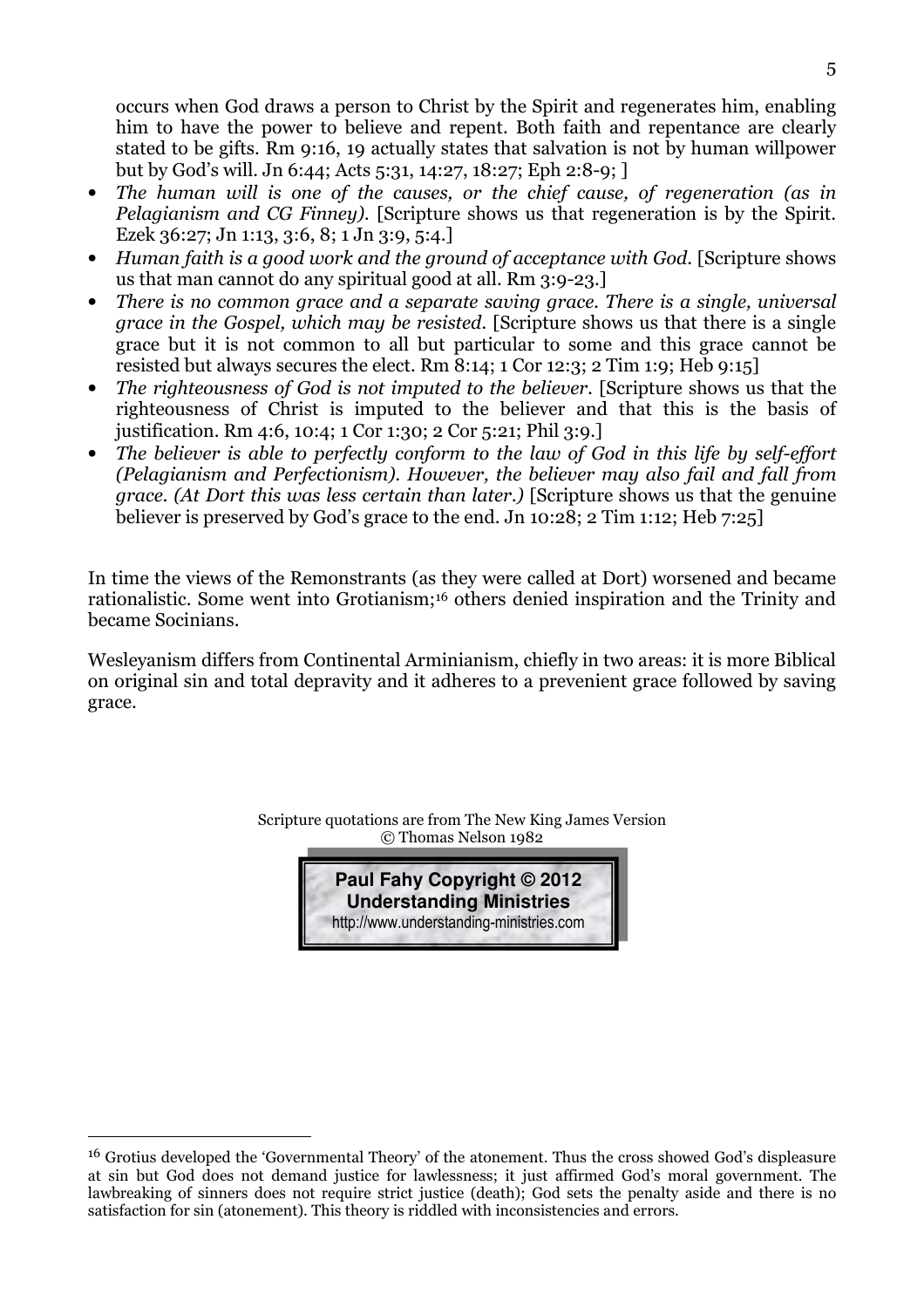occurs when God draws a person to Christ by the Spirit and regenerates him, enabling him to have the power to believe and repent. Both faith and repentance are clearly stated to be gifts. Rm 9:16, 19 actually states that salvation is not by human willpower but by God's will. Jn 6:44; Acts 5:31, 14:27, 18:27; Eph 2:8-9; ]

- *The human will is one of the causes, or the chief cause, of regeneration (as in Pelagianism and CG Finney).* [Scripture shows us that regeneration is by the Spirit. Ezek 36:27; Jn 1:13, 3:6, 8; 1 Jn 3:9, 5:4.]
- *Human faith is a good work and the ground of acceptance with God.* [Scripture shows us that man cannot do any spiritual good at all. Rm 3:9-23.]
- *There is no common grace and a separate saving grace. There is a single, universal grace in the Gospel, which may be resisted.* [Scripture shows us that there is a single grace but it is not common to all but particular to some and this grace cannot be resisted but always secures the elect. Rm 8:14; 1 Cor 12:3; 2 Tim 1:9; Heb 9:15]
- *The righteousness of God is not imputed to the believer.* [Scripture shows us that the righteousness of Christ is imputed to the believer and that this is the basis of justification. Rm 4:6, 10:4; 1 Cor 1:30; 2 Cor 5:21; Phil 3:9.]
- *The believer is able to perfectly conform to the law of God in this life by self-effort (Pelagianism and Perfectionism). However, the believer may also fail and fall from grace. (At Dort this was less certain than later.)* [Scripture shows us that the genuine believer is preserved by God's grace to the end. Jn 10:28; 2 Tim 1:12; Heb 7:25]

In time the views of the Remonstrants (as they were called at Dort) worsened and became rationalistic. Some went into Grotianism;[16] others denied inspiration and the Trinity and became Socinians.

Wesleyanism differs from Continental Arminianism, chiefly in two areas: it is more Biblical on original sin and total depravity and it adheres to a prevenient grace followed by saving grace.

Scripture quotations are from The New King James Version
© Thomas Nelson 1982

**Paul Fahy Copyright © 2012**
**Understanding Ministries**
http://www.understanding-ministries.com

[16] Grotius developed the 'Governmental Theory' of the atonement. Thus the cross showed God's displeasure at sin but God does not demand justice for lawlessness; it just affirmed God's moral government. The lawbreaking of sinners does not require strict justice (death); God sets the penalty aside and there is no satisfaction for sin (atonement). This theory is riddled with inconsistencies and errors.